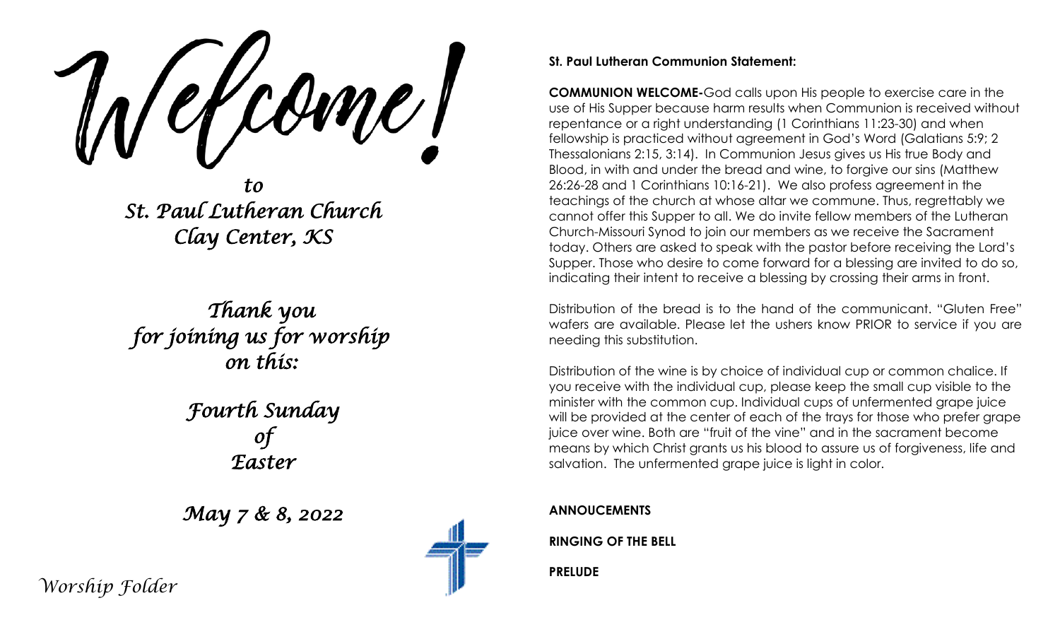# Welcome!

*to*
*St. Paul Lutheran Church*
*Clay Center, KS*

*Thank you*
*for joining us for worship*
*on this:*

*Fourth Sunday*
*of*
*Easter*

*May 7 & 8, 2022*

*Worship Folder*

**St. Paul Lutheran Communion Statement:**

**COMMUNION WELCOME-**God calls upon His people to exercise care in the use of His Supper because harm results when Communion is received without repentance or a right understanding (1 Corinthians 11:23-30) and when fellowship is practiced without agreement in God's Word (Galatians 5:9; 2 Thessalonians 2:15, 3:14). In Communion Jesus gives us His true Body and Blood, in with and under the bread and wine, to forgive our sins (Matthew 26:26-28 and 1 Corinthians 10:16-21). We also profess agreement in the teachings of the church at whose altar we commune. Thus, regrettably we cannot offer this Supper to all. We do invite fellow members of the Lutheran Church-Missouri Synod to join our members as we receive the Sacrament today. Others are asked to speak with the pastor before receiving the Lord's Supper. Those who desire to come forward for a blessing are invited to do so, indicating their intent to receive a blessing by crossing their arms in front.

Distribution of the bread is to the hand of the communicant. "Gluten Free" wafers are available. Please let the ushers know PRIOR to service if you are needing this substitution.

Distribution of the wine is by choice of individual cup or common chalice. If you receive with the individual cup, please keep the small cup visible to the minister with the common cup. Individual cups of unfermented grape juice will be provided at the center of each of the trays for those who prefer grape juice over wine. Both are "fruit of the vine" and in the sacrament become means by which Christ grants us his blood to assure us of forgiveness, life and salvation. The unfermented grape juice is light in color.

**ANNOUCEMENTS**

**RINGING OF THE BELL**

**PRELUDE**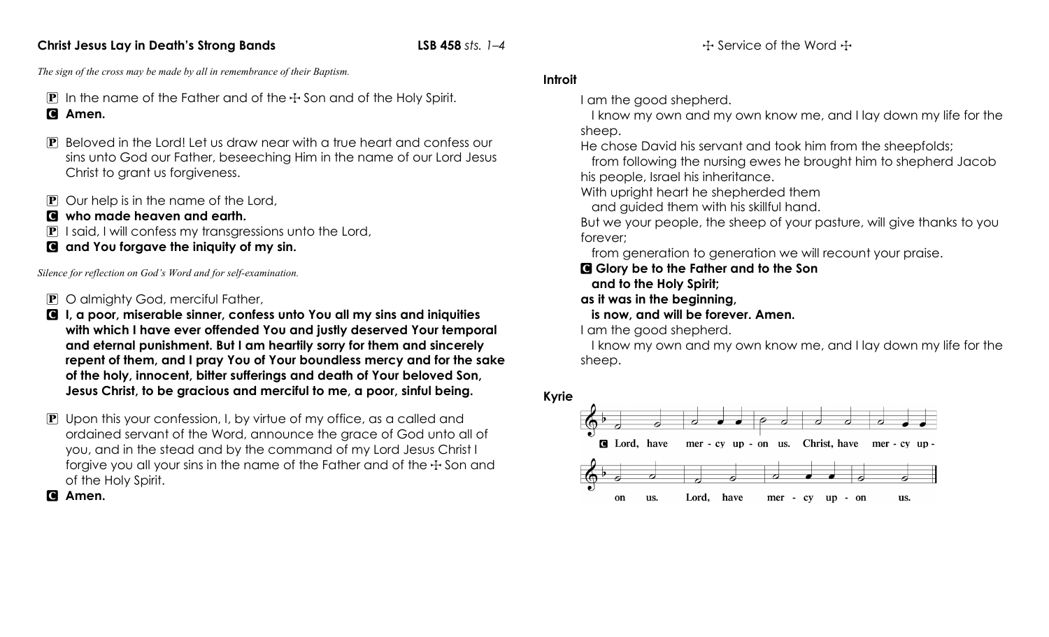**Christ Jesus Lay in Death's Strong Bands** **LSB 458** *sts. 1–4*

*The sign of the cross may be made by all in remembrance of their Baptism.*

**P** In the name of the Father and of the ☩ Son and of the Holy Spirit.
**C** **Amen.**

**P** Beloved in the Lord! Let us draw near with a true heart and confess our sins unto God our Father, beseeching Him in the name of our Lord Jesus Christ to grant us forgiveness.

**P** Our help is in the name of the Lord,
**C** **who made heaven and earth.**
**P** I said, I will confess my transgressions unto the Lord,
**C** **and You forgave the iniquity of my sin.**

*Silence for reflection on God's Word and for self-examination.*

**P** O almighty God, merciful Father,
**C** **I, a poor, miserable sinner, confess unto You all my sins and iniquities with which I have ever offended You and justly deserved Your temporal and eternal punishment. But I am heartily sorry for them and sincerely repent of them, and I pray You of Your boundless mercy and for the sake of the holy, innocent, bitter sufferings and death of Your beloved Son, Jesus Christ, to be gracious and merciful to me, a poor, sinful being.**

**P** Upon this your confession, I, by virtue of my office, as a called and ordained servant of the Word, announce the grace of God unto all of you, and in the stead and by the command of my Lord Jesus Christ I forgive you all your sins in the name of the Father and of the ☩ Son and of the Holy Spirit.
**C** **Amen.**

☩ Service of the Word ☩

**Introit**

I am the good shepherd.
  I know my own and my own know me, and I lay down my life for the sheep.
He chose David his servant and took him from the sheepfolds;
  from following the nursing ewes he brought him to shepherd Jacob his people, Israel his inheritance.
With upright heart he shepherded them
  and guided them with his skillful hand.
But we your people, the sheep of your pasture, will give thanks to you forever;
  from generation to generation we will recount your praise.
**C** **Glory be to the Father and to the Son**
  **and to the Holy Spirit;**
**as it was in the beginning,**
  **is now, and will be forever. Amen.**
I am the good shepherd.
  I know my own and my own know me, and I lay down my life for the sheep.

**Kyrie**

**C** Lord, have mer - cy up - on us. Christ, have mer - cy up - on us. Lord, have mer - cy up - on us.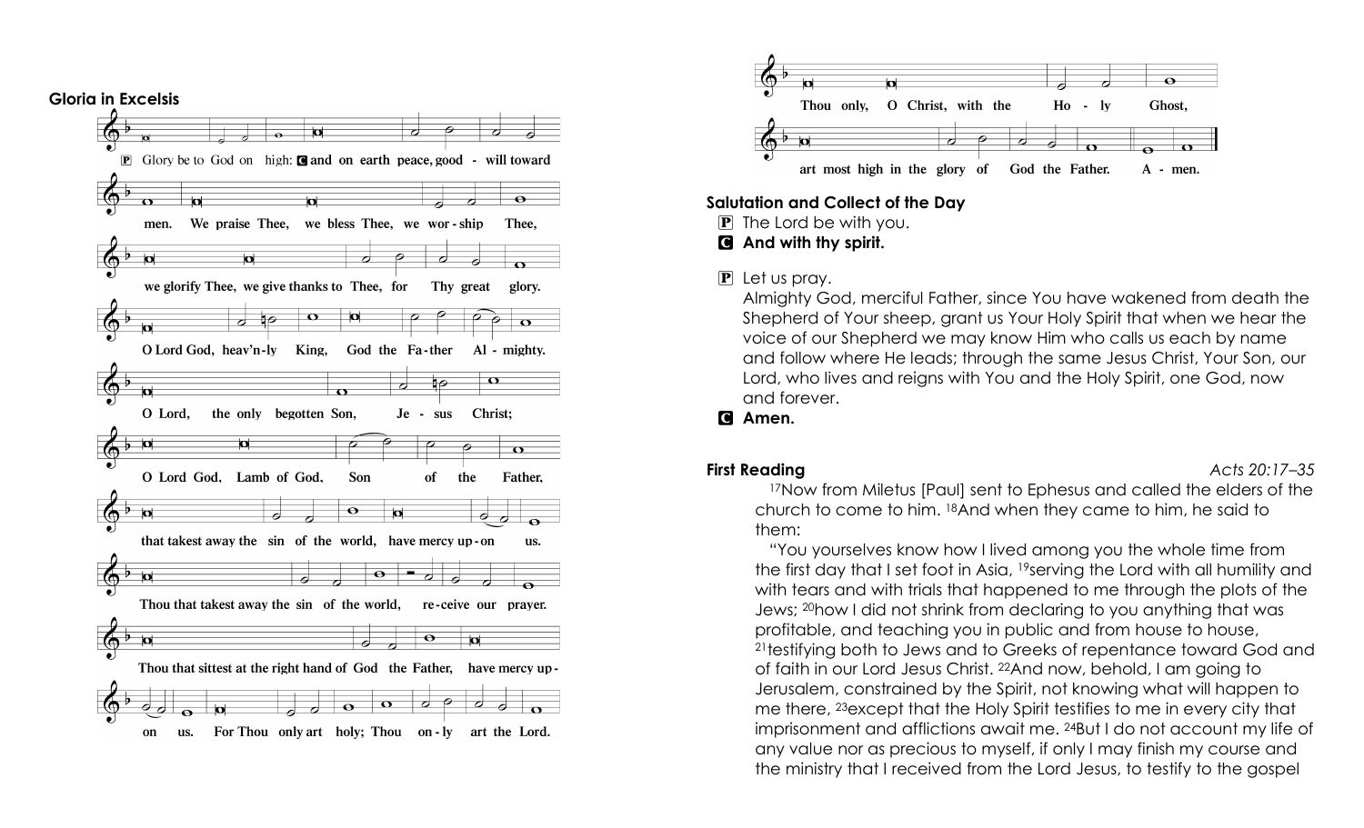### Gloria in Excelsis

P Glory be to God on high: C and on earth peace, good - will toward men. We praise Thee, we bless Thee, we wor - ship Thee, we glorify Thee, we give thanks to Thee, for Thy great glory. O Lord God, heav'n-ly King, God the Fa-ther Al - mighty. O Lord, the only begotten Son, Je - sus Christ; O Lord God, Lamb of God, Son of the Father, that takest away the sin of the world, have mercy up-on us. Thou that takest away the sin of the world, re-ceive our prayer. Thou that sittest at the right hand of God the Father, have mercy up-on us. For Thou only art holy; Thou on-ly art the Lord. Thou only, O Christ, with the Ho - ly Ghost, art most high in the glory of God the Father. A - men.

### Salutation and Collect of the Day

P The Lord be with you.
**C And with thy spirit.**

P Let us pray.
Almighty God, merciful Father, since You have wakened from death the Shepherd of Your sheep, grant us Your Holy Spirit that when we hear the voice of our Shepherd we may know Him who calls us each by name and follow where He leads; through the same Jesus Christ, Your Son, our Lord, who lives and reigns with You and the Holy Spirit, one God, now and forever.
**C Amen.**

### First Reading *Acts 20:17–35*

[17]Now from Miletus [Paul] sent to Ephesus and called the elders of the church to come to him. [18]And when they came to him, he said to them:

"You yourselves know how I lived among you the whole time from the first day that I set foot in Asia, [19]serving the Lord with all humility and with tears and with trials that happened to me through the plots of the Jews; [20]how I did not shrink from declaring to you anything that was profitable, and teaching you in public and from house to house, [21]testifying both to Jews and to Greeks of repentance toward God and of faith in our Lord Jesus Christ. [22]And now, behold, I am going to Jerusalem, constrained by the Spirit, not knowing what will happen to me there, [23]except that the Holy Spirit testifies to me in every city that imprisonment and afflictions await me. [24]But I do not account my life of any value nor as precious to myself, if only I may finish my course and the ministry that I received from the Lord Jesus, to testify to the gospel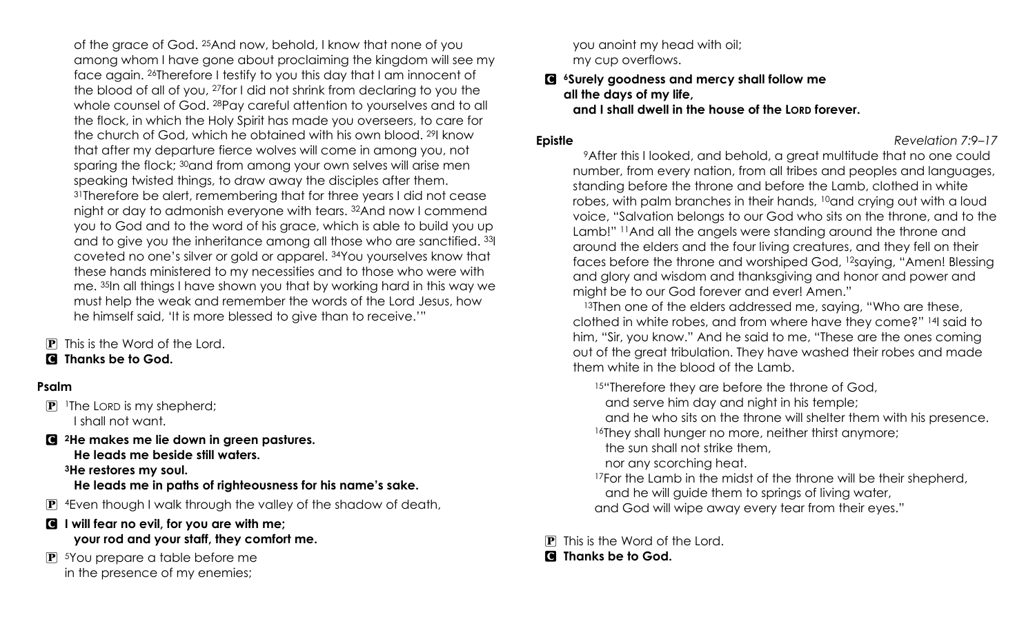of the grace of God. [25]And now, behold, I know that none of you among whom I have gone about proclaiming the kingdom will see my face again. [26]Therefore I testify to you this day that I am innocent of the blood of all of you, [27]for I did not shrink from declaring to you the whole counsel of God. [28]Pay careful attention to yourselves and to all the flock, in which the Holy Spirit has made you overseers, to care for the church of God, which he obtained with his own blood. [29]I know that after my departure fierce wolves will come in among you, not sparing the flock; [30]and from among your own selves will arise men speaking twisted things, to draw away the disciples after them. [31]Therefore be alert, remembering that for three years I did not cease night or day to admonish everyone with tears. [32]And now I commend you to God and to the word of his grace, which is able to build you up and to give you the inheritance among all those who are sanctified. [33]I coveted no one's silver or gold or apparel. [34]You yourselves know that these hands ministered to my necessities and to those who were with me. [35]In all things I have shown you that by working hard in this way we must help the weak and remember the words of the Lord Jesus, how he himself said, 'It is more blessed to give than to receive.'"

P This is the Word of the Lord.
**C Thanks be to God.**

### Psalm

P [1]The LORD is my shepherd;
I shall not want.

**C [2]He makes me lie down in green pastures.**
**He leads me beside still waters.**
**[3]He restores my soul.**
**He leads me in paths of righteousness for his name's sake.**

P [4]Even though I walk through the valley of the shadow of death,

**C I will fear no evil, for you are with me;**
**your rod and your staff, they comfort me.**

P [5]You prepare a table before me
in the presence of my enemies;
you anoint my head with oil;
my cup overflows.

**C [6]Surely goodness and mercy shall follow me**
**all the days of my life,**
**and I shall dwell in the house of the LORD forever.**

### Epistle *Revelation 7:9–17*

[9]After this I looked, and behold, a great multitude that no one could number, from every nation, from all tribes and peoples and languages, standing before the throne and before the Lamb, clothed in white robes, with palm branches in their hands, [10]and crying out with a loud voice, "Salvation belongs to our God who sits on the throne, and to the Lamb!" [11]And all the angels were standing around the throne and around the elders and the four living creatures, and they fell on their faces before the throne and worshiped God, [12]saying, "Amen! Blessing and glory and wisdom and thanksgiving and honor and power and might be to our God forever and ever! Amen."

[13]Then one of the elders addressed me, saying, "Who are these, clothed in white robes, and from where have they come?" [14]I said to him, "Sir, you know." And he said to me, "These are the ones coming out of the great tribulation. They have washed their robes and made them white in the blood of the Lamb.

[15]"Therefore they are before the throne of God,
and serve him day and night in his temple;
and he who sits on the throne will shelter them with his presence.
[16]They shall hunger no more, neither thirst anymore;
the sun shall not strike them,
nor any scorching heat.
[17]For the Lamb in the midst of the throne will be their shepherd,
and he will guide them to springs of living water,
and God will wipe away every tear from their eyes."

P This is the Word of the Lord.
**C Thanks be to God.**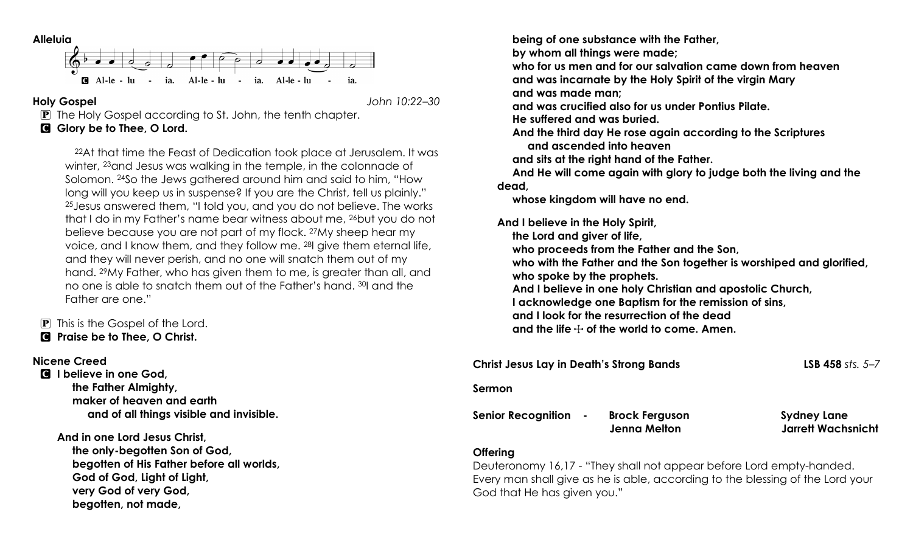**Alleluia**

C Al-le - lu - ia. Al-le - lu - ia. Al-le - lu - ia.

**Holy Gospel** *John 10:22–30*

P The Holy Gospel according to St. John, the tenth chapter.
C **Glory be to Thee, O Lord.**

[22]At that time the Feast of Dedication took place at Jerusalem. It was winter, [23]and Jesus was walking in the temple, in the colonnade of Solomon. [24]So the Jews gathered around him and said to him, "How long will you keep us in suspense? If you are the Christ, tell us plainly." [25]Jesus answered them, "I told you, and you do not believe. The works that I do in my Father's name bear witness about me, [26]but you do not believe because you are not part of my flock. [27]My sheep hear my voice, and I know them, and they follow me. [28]I give them eternal life, and they will never perish, and no one will snatch them out of my hand. [29]My Father, who has given them to me, is greater than all, and no one is able to snatch them out of the Father's hand. [30]I and the Father are one."

P This is the Gospel of the Lord.
C **Praise be to Thee, O Christ.**

**Nicene Creed**

C **I believe in one God,**
**the Father Almighty,**
**maker of heaven and earth**
**and of all things visible and invisible.**

**And in one Lord Jesus Christ,**
**the only-begotten Son of God,**
**begotten of His Father before all worlds,**
**God of God, Light of Light,**
**very God of very God,**
**begotten, not made,**
**being of one substance with the Father,**
**by whom all things were made;**
**who for us men and for our salvation came down from heaven**
**and was incarnate by the Holy Spirit of the virgin Mary**
**and was made man;**
**and was crucified also for us under Pontius Pilate.**
**He suffered and was buried.**
**And the third day He rose again according to the Scriptures**
**and ascended into heaven**
**and sits at the right hand of the Father.**
**And He will come again with glory to judge both the living and the dead,**
**whose kingdom will have no end.**

**And I believe in the Holy Spirit,**
**the Lord and giver of life,**
**who proceeds from the Father and the Son,**
**who with the Father and the Son together is worshiped and glorified,**
**who spoke by the prophets.**
**And I believe in one holy Christian and apostolic Church,**
**I acknowledge one Baptism for the remission of sins,**
**and I look for the resurrection of the dead**
**and the life ☩ of the world to come. Amen.**

**Christ Jesus Lay in Death's Strong Bands** **LSB 458** *sts. 5–7*

**Sermon**

**Senior Recognition -** **Brock Ferguson** **Sydney Lane**
**Jenna Melton** **Jarrett Wachsnicht**

**Offering**

Deuteronomy 16,17 - "They shall not appear before Lord empty-handed. Every man shall give as he is able, according to the blessing of the Lord your God that He has given you."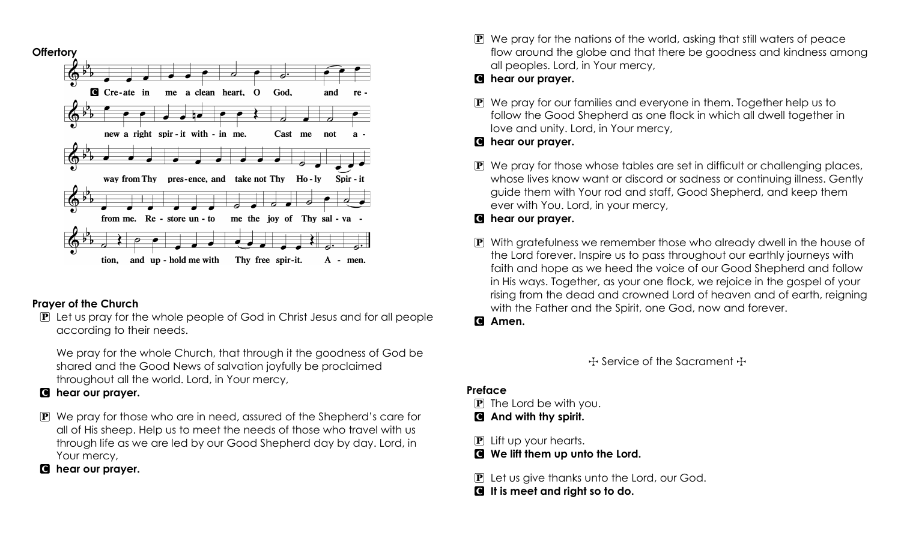**Offertory**

**C** Create in me a clean heart, O God, and renew a right spirit within me. Cast me not away from Thy presence, and take not Thy Holy Spirit from me. Restore unto me the joy of Thy salvation, and uphold me with Thy free spirit. Amen.

**Prayer of the Church**

**P** Let us pray for the whole people of God in Christ Jesus and for all people according to their needs.

We pray for the whole Church, that through it the goodness of God be shared and the Good News of salvation joyfully be proclaimed throughout all the world. Lord, in Your mercy,

**C** **hear our prayer.**

**P** We pray for those who are in need, assured of the Shepherd's care for all of His sheep. Help us to meet the needs of those who travel with us through life as we are led by our Good Shepherd day by day. Lord, in Your mercy,

**C** **hear our prayer.**

**P** We pray for the nations of the world, asking that still waters of peace flow around the globe and that there be goodness and kindness among all peoples. Lord, in Your mercy,

**C** **hear our prayer.**

**P** We pray for our families and everyone in them. Together help us to follow the Good Shepherd as one flock in which all dwell together in love and unity. Lord, in Your mercy,

**C** **hear our prayer.**

**P** We pray for those whose tables are set in difficult or challenging places, whose lives know want or discord or sadness or continuing illness. Gently guide them with Your rod and staff, Good Shepherd, and keep them ever with You. Lord, in your mercy,

**C** **hear our prayer.**

**P** With gratefulness we remember those who already dwell in the house of the Lord forever. Inspire us to pass throughout our earthly journeys with faith and hope as we heed the voice of our Good Shepherd and follow in His ways. Together, as your one flock, we rejoice in the gospel of your rising from the dead and crowned Lord of heaven and of earth, reigning with the Father and the Spirit, one God, now and forever.

**C** **Amen.**

## ☩ Service of the Sacrament ☩

**Preface**

**P** The Lord be with you.

**C** **And with thy spirit.**

**P** Lift up your hearts.

**C** **We lift them up unto the Lord.**

**P** Let us give thanks unto the Lord, our God.

**C** **It is meet and right so to do.**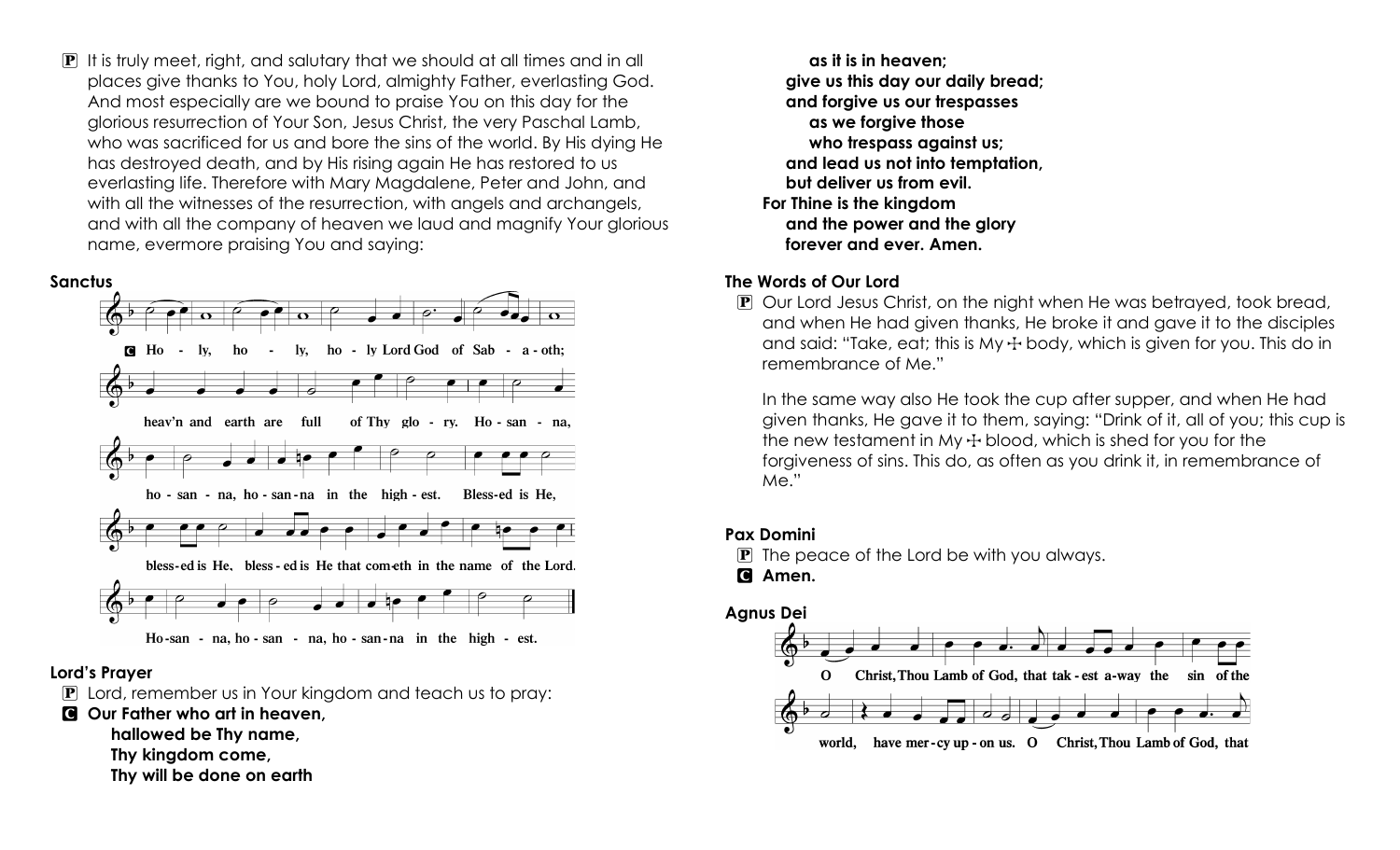P It is truly meet, right, and salutary that we should at all times and in all places give thanks to You, holy Lord, almighty Father, everlasting God. And most especially are we bound to praise You on this day for the glorious resurrection of Your Son, Jesus Christ, the very Paschal Lamb, who was sacrificed for us and bore the sins of the world. By His dying He has destroyed death, and by His rising again He has restored to us everlasting life. Therefore with Mary Magdalene, Peter and John, and with all the witnesses of the resurrection, with angels and archangels, and with all the company of heaven we laud and magnify Your glorious name, evermore praising You and saying:

**Sanctus**

C Ho - ly, ho - ly, ho - ly Lord God of Sab - a - oth; heav'n and earth are full of Thy glo - ry. Ho - san - na, ho - san - na, ho - san - na in the high - est. Bless-ed is He, bless - ed is He, bless - ed is He that com-eth in the name of the Lord. Ho - san - na, ho - san - na, ho - san - na in the high - est.

**Lord's Prayer**

P Lord, remember us in Your kingdom and teach us to pray:

C **Our Father who art in heaven,**
**hallowed be Thy name,**
**Thy kingdom come,**
**Thy will be done on earth**
**as it is in heaven;**
**give us this day our daily bread;**
**and forgive us our trespasses**
**as we forgive those**
**who trespass against us;**
**and lead us not into temptation,**
**but deliver us from evil.**
**For Thine is the kingdom**
**and the power and the glory**
**forever and ever. Amen.**

**The Words of Our Lord**

P Our Lord Jesus Christ, on the night when He was betrayed, took bread, and when He had given thanks, He broke it and gave it to the disciples and said: "Take, eat; this is My ☩ body, which is given for you. This do in remembrance of Me."

In the same way also He took the cup after supper, and when He had given thanks, He gave it to them, saying: "Drink of it, all of you; this cup is the new testament in My ☩ blood, which is shed for you for the forgiveness of sins. This do, as often as you drink it, in remembrance of Me."

**Pax Domini**

P The peace of the Lord be with you always.

C **Amen.**

**Agnus Dei**

O Christ, Thou Lamb of God, that tak - est a-way the sin of the world, have mer - cy up - on us. O Christ, Thou Lamb of God, that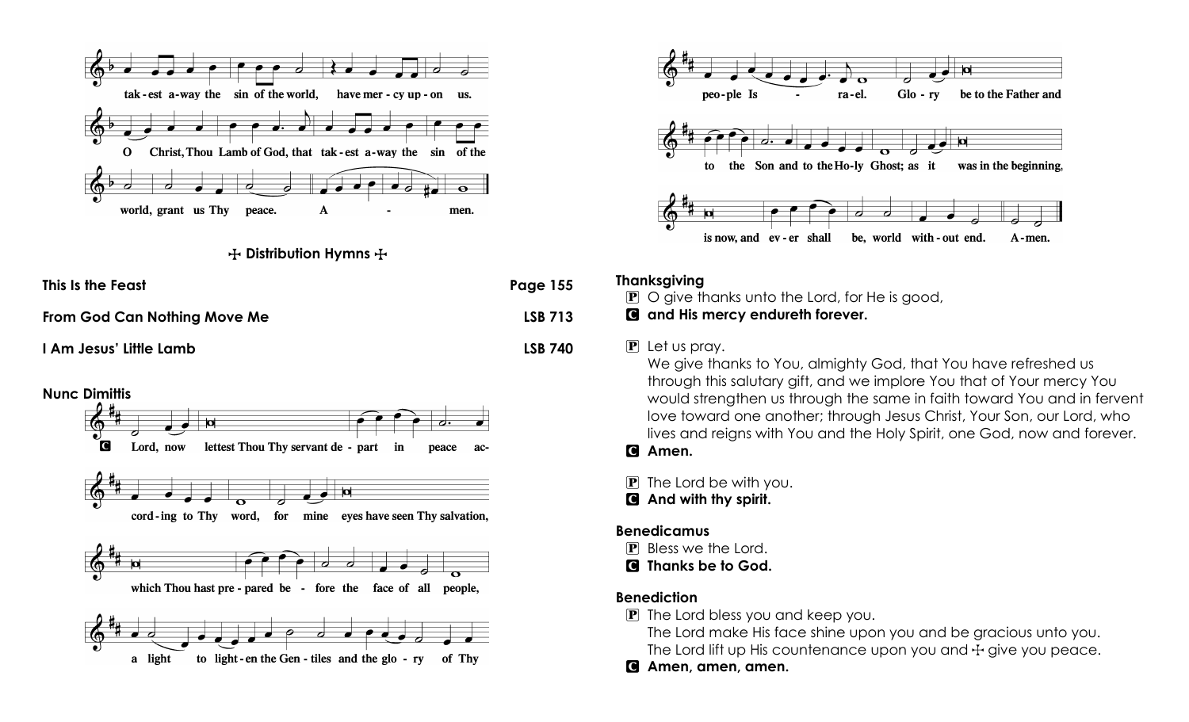tak-est a-way the sin of the world, have mer-cy up-on us.

O Christ, Thou Lamb of God, that tak-est a-way the sin of the world, grant us Thy peace. A - men.

## ✠ Distribution Hymns ✠

**This Is the Feast** **Page 155**

**From God Can Nothing Move Me** **LSB 713**

**I Am Jesus' Little Lamb** **LSB 740**

### Nunc Dimittis

**C** Lord, now lettest Thou Thy servant de - part in peace ac-cord-ing to Thy word, for mine eyes have seen Thy salvation, which Thou hast pre - pared be - fore the face of all people, a light to light-en the Gen - tiles and the glo - ry of Thy peo-ple Is - ra-el. Glo - ry be to the Father and to the Son and to the Ho-ly Ghost; as it was in the beginning, is now, and ev - er shall be, world with-out end. A-men.

### Thanksgiving

**P** O give thanks unto the Lord, for He is good,

**C** **and His mercy endureth forever.**

**P** Let us pray.
We give thanks to You, almighty God, that You have refreshed us through this salutary gift, and we implore You that of Your mercy You would strengthen us through the same in faith toward You and in fervent love toward one another; through Jesus Christ, Your Son, our Lord, who lives and reigns with You and the Holy Spirit, one God, now and forever.

**C** **Amen.**

**P** The Lord be with you.

**C** **And with thy spirit.**

### Benedicamus

**P** Bless we the Lord.

**C** **Thanks be to God.**

### Benediction

**P** The Lord bless you and keep you.
The Lord make His face shine upon you and be gracious unto you.
The Lord lift up His countenance upon you and ✠ give you peace.

**C** **Amen, amen, amen.**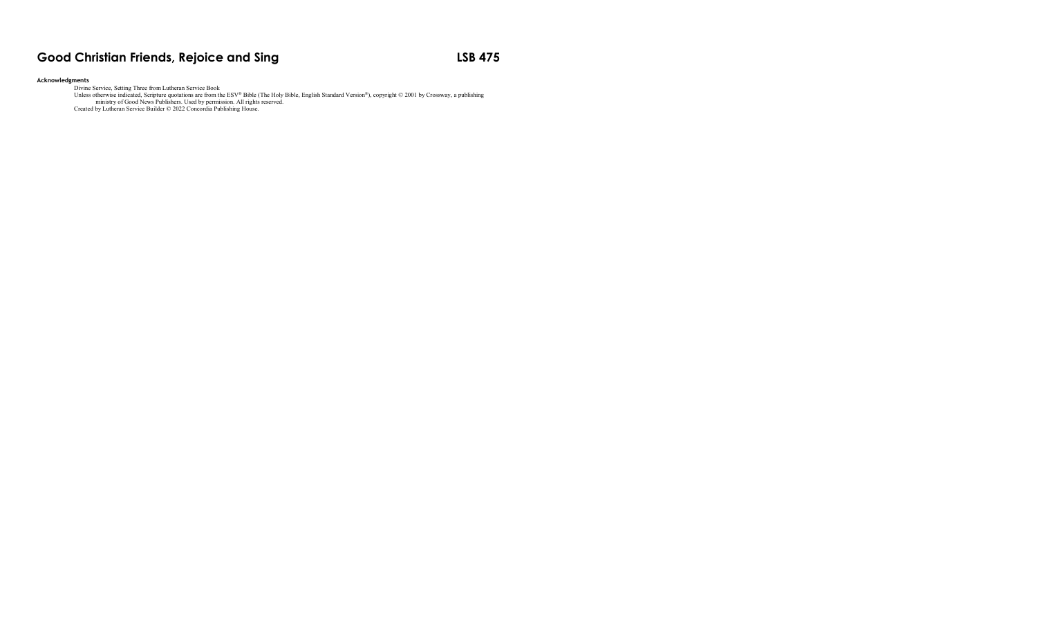## Good Christian Friends, Rejoice and Sing LSB 475

**Acknowledgments**

Divine Service, Setting Three from Lutheran Service Book

Unless otherwise indicated, Scripture quotations are from the ESV® Bible (The Holy Bible, English Standard Version®), copyright © 2001 by Crossway, a publishing ministry of Good News Publishers. Used by permission. All rights reserved.

Created by Lutheran Service Builder © 2022 Concordia Publishing House.